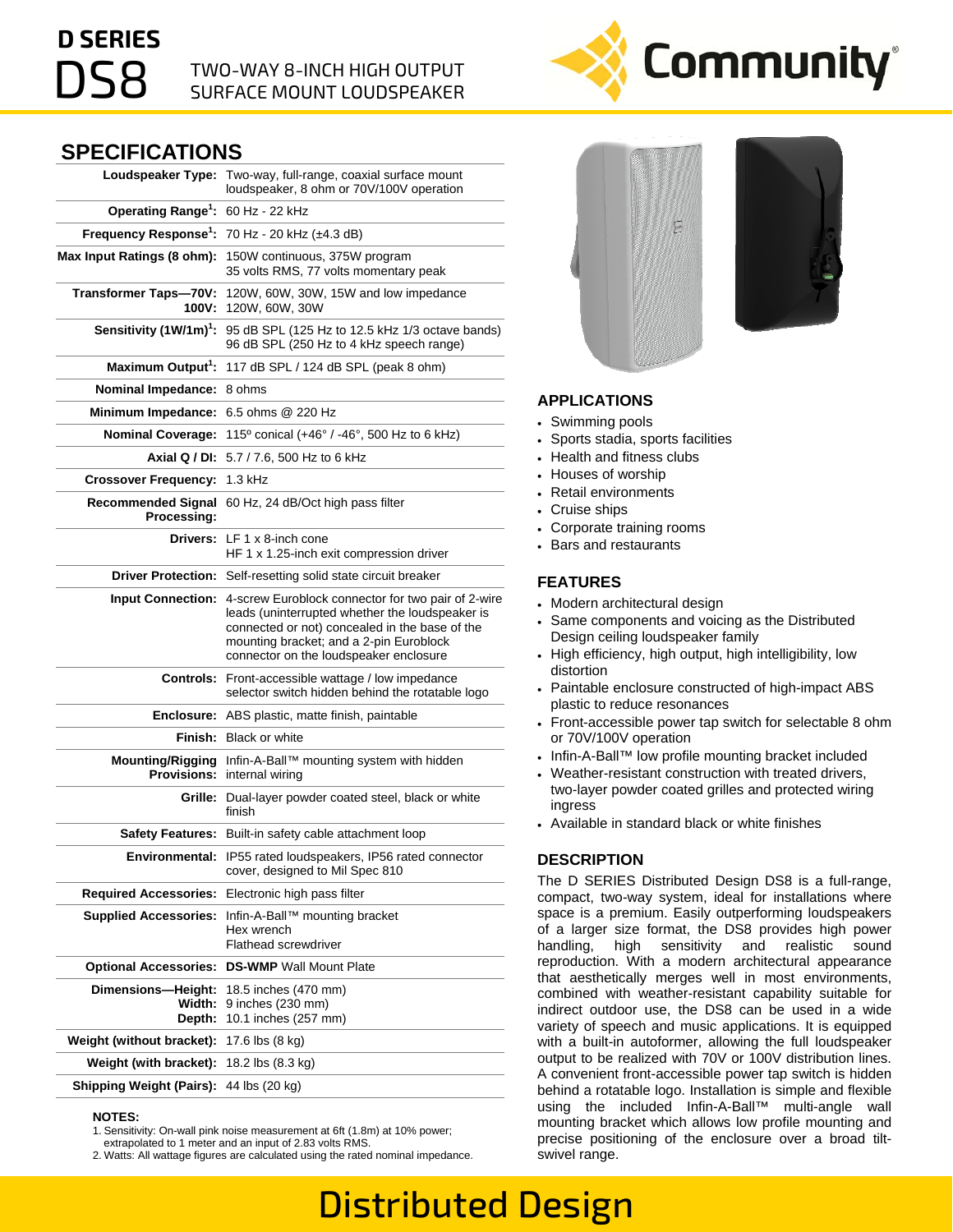# D SERIES
# DS8

TWO-WAY 8-INCH HIGH OUTPUT SURFACE MOUNT LOUDSPEAKER

Community

## SPECIFICATIONS

| | |
|---|---|
| **Loudspeaker Type:** | Two-way, full-range, coaxial surface mount loudspeaker, 8 ohm or 70V/100V operation |
| **Operating Range[1]:** | 60 Hz - 22 kHz |
| **Frequency Response[1]:** | 70 Hz - 20 kHz (±4.3 dB) |
| **Max Input Ratings (8 ohm):** | 150W continuous, 375W program<br>35 volts RMS, 77 volts momentary peak |
| **Transformer Taps—70V:**<br>**100V:** | 120W, 60W, 30W, 15W and low impedance<br>120W, 60W, 30W |
| **Sensitivity (1W/1m)[1]:** | 95 dB SPL (125 Hz to 12.5 kHz 1/3 octave bands)<br>96 dB SPL (250 Hz to 4 kHz speech range) |
| **Maximum Output[1]:** | 117 dB SPL / 124 dB SPL (peak 8 ohm) |
| **Nominal Impedance:** | 8 ohms |
| **Minimum Impedance:** | 6.5 ohms @ 220 Hz |
| **Nominal Coverage:** | 115º conical (+46° / -46°, 500 Hz to 6 kHz) |
| **Axial Q / DI:** | 5.7 / 7.6, 500 Hz to 6 kHz |
| **Crossover Frequency:** | 1.3 kHz |
| **Recommended Signal Processing:** | 60 Hz, 24 dB/Oct high pass filter |
| **Drivers:** | LF 1 x 8-inch cone<br>HF 1 x 1.25-inch exit compression driver |
| **Driver Protection:** | Self-resetting solid state circuit breaker |
| **Input Connection:** | 4-screw Euroblock connector for two pair of 2-wire leads (uninterrupted whether the loudspeaker is connected or not) concealed in the base of the mounting bracket; and a 2-pin Euroblock connector on the loudspeaker enclosure |
| **Controls:** | Front-accessible wattage / low impedance selector switch hidden behind the rotatable logo |
| **Enclosure:** | ABS plastic, matte finish, paintable |
| **Finish:** | Black or white |
| **Mounting/Rigging Provisions:** | Infin-A-Ball™ mounting system with hidden internal wiring |
| **Grille:** | Dual-layer powder coated steel, black or white finish |
| **Safety Features:** | Built-in safety cable attachment loop |
| **Environmental:** | IP55 rated loudspeakers, IP56 rated connector cover, designed to Mil Spec 810 |
| **Required Accessories:** | Electronic high pass filter |
| **Supplied Accessories:** | Infin-A-Ball™ mounting bracket<br>Hex wrench<br>Flathead screwdriver |
| **Optional Accessories:** | **DS-WMP** Wall Mount Plate |
| **Dimensions—Height:**<br>**Width:**<br>**Depth:** | 18.5 inches (470 mm)<br>9 inches (230 mm)<br>10.1 inches (257 mm) |
| **Weight (without bracket):** | 17.6 lbs (8 kg) |
| **Weight (with bracket):** | 18.2 lbs (8.3 kg) |
| **Shipping Weight (Pairs):** | 44 lbs (20 kg) |

**NOTES:**

1. Sensitivity: On-wall pink noise measurement at 6ft (1.8m) at 10% power; extrapolated to 1 meter and an input of 2.83 volts RMS.
2. Watts: All wattage figures are calculated using the rated nominal impedance.

## APPLICATIONS

- Swimming pools
- Sports stadia, sports facilities
- Health and fitness clubs
- Houses of worship
- Retail environments
- Cruise ships
- Corporate training rooms
- Bars and restaurants

## FEATURES

- Modern architectural design
- Same components and voicing as the Distributed Design ceiling loudspeaker family
- High efficiency, high output, high intelligibility, low distortion
- Paintable enclosure constructed of high-impact ABS plastic to reduce resonances
- Front-accessible power tap switch for selectable 8 ohm or 70V/100V operation
- Infin-A-Ball™ low profile mounting bracket included
- Weather-resistant construction with treated drivers, two-layer powder coated grilles and protected wiring ingress
- Available in standard black or white finishes

## DESCRIPTION

The D SERIES Distributed Design DS8 is a full-range, compact, two-way system, ideal for installations where space is a premium. Easily outperforming loudspeakers of a larger size format, the DS8 provides high power handling, high sensitivity and realistic sound reproduction. With a modern architectural appearance that aesthetically merges well in most environments, combined with weather-resistant capability suitable for indirect outdoor use, the DS8 can be used in a wide variety of speech and music applications. It is equipped with a built-in autoformer, allowing the full loudspeaker output to be realized with 70V or 100V distribution lines. A convenient front-accessible power tap switch is hidden behind a rotatable logo. Installation is simple and flexible using the included Infin-A-Ball™ multi-angle wall mounting bracket which allows low profile mounting and precise positioning of the enclosure over a broad tilt-swivel range.

Distributed Design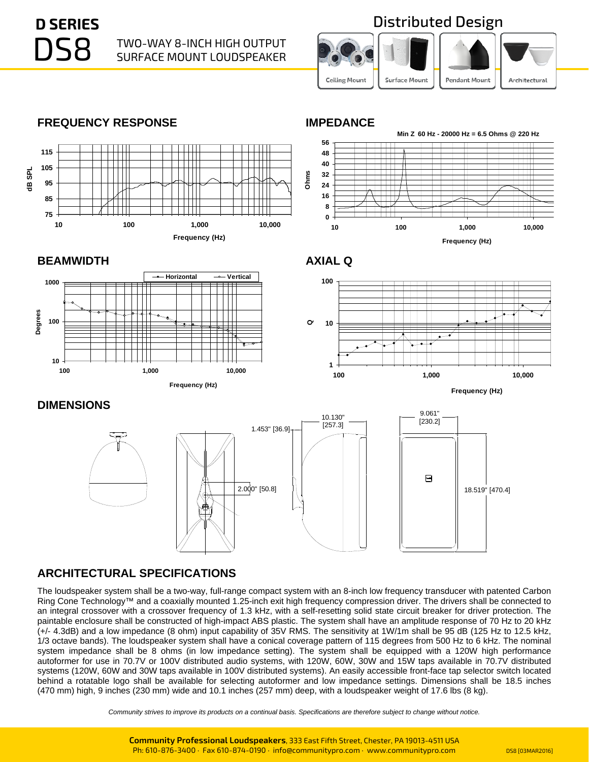# D SERIES

# DS8

TWO-WAY 8-INCH HIGH OUTPUT SURFACE MOUNT LOUDSPEAKER

Distributed Design

Ceiling Mount | Surface Mount | Pendant Mount | Architectural

## FREQUENCY RESPONSE

dB SPL
115
105
95
85
75
10
100
1,000
10,000
Frequency (Hz)

## IMPEDANCE

Min Z 60 Hz - 20000 Hz = 6.5 Ohms @ 220 Hz

Ohms
56
48
40
32
24
16
8
0
10
100
1,000
10,000
Frequency (Hz)

## BEAMWIDTH

Horizontal
Vertical
Degrees
1000
100
10
100
1,000
10,000
Frequency (Hz)

## AXIAL Q

Q
100
10
1
100
1,000
10,000
Frequency (Hz)

## DIMENSIONS

1.453" [36.9]
2.000" [50.8]
10.130" [257.3]
9.061" [230.2]
18.519" [470.4]

## ARCHITECTURAL SPECIFICATIONS

The loudspeaker system shall be a two-way, full-range compact system with an 8-inch low frequency transducer with patented Carbon Ring Cone Technology™ and a coaxially mounted 1.25-inch exit high frequency compression driver. The drivers shall be connected to an integral crossover with a crossover frequency of 1.3 kHz, with a self-resetting solid state circuit breaker for driver protection. The paintable enclosure shall be constructed of high-impact ABS plastic. The system shall have an amplitude response of 70 Hz to 20 kHz (+/- 4.3dB) and a low impedance (8 ohm) input capability of 35V RMS. The sensitivity at 1W/1m shall be 95 dB (125 Hz to 12.5 kHz, 1/3 octave bands). The loudspeaker system shall have a conical coverage pattern of 115 degrees from 500 Hz to 6 kHz. The nominal system impedance shall be 8 ohms (in low impedance setting). The system shall be equipped with a 120W high performance autoformer for use in 70.7V or 100V distributed audio systems, with 120W, 60W, 30W and 15W taps available in 70.7V distributed systems (120W, 60W and 30W taps available in 100V distributed systems). An easily accessible front-face tap selector switch located behind a rotatable logo shall be available for selecting autoformer and low impedance settings. Dimensions shall be 18.5 inches (470 mm) high, 9 inches (230 mm) wide and 10.1 inches (257 mm) deep, with a loudspeaker weight of 17.6 lbs (8 kg).

*Community strives to improve its products on a continual basis. Specifications are therefore subject to change without notice.*

**Community Professional Loudspeakers**, 333 East Fifth Street, Chester, PA 19013-4511 USA
Ph: 610-876-3400 · Fax 610-874-0190 · info@communitypro.com · www.communitypro.com

DS8 [03MAR2016]